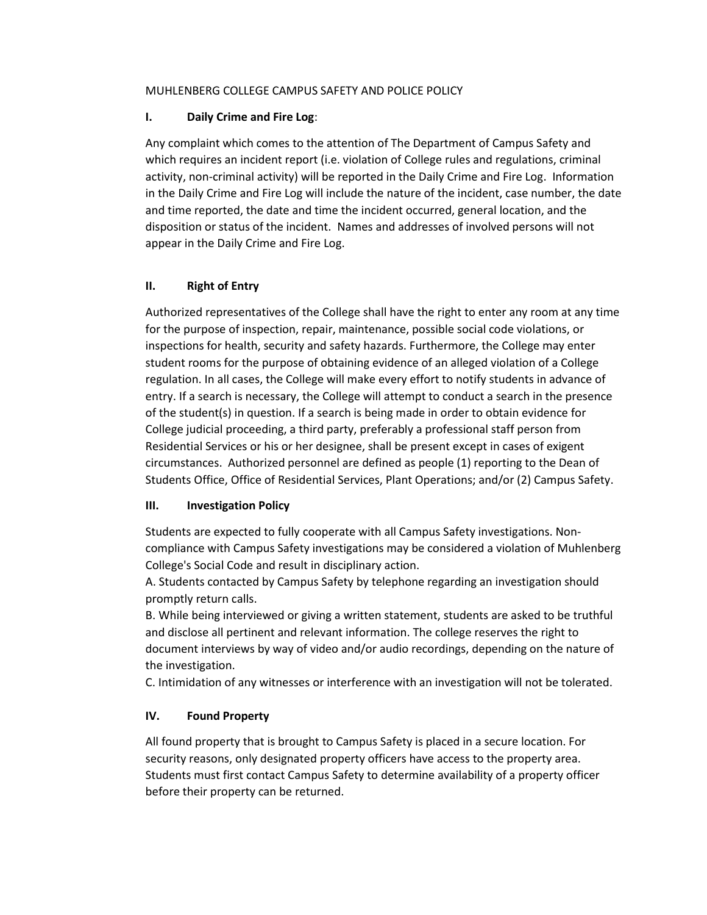MUHLENBERG COLLEGE CAMPUS SAFETY AND POLICE POLICY

## I. Daily Crime and Fire Log:

Any complaint which comes to the attention of The Department of Campus Safety and which requires an incident report (i.e. violation of College rules and regulations, criminal activity, non-criminal activity) will be reported in the Daily Crime and Fire Log. Information in the Daily Crime and Fire Log will include the nature of the incident, case number, the date and time reported, the date and time the incident occurred, general location, and the disposition or status of the incident. Names and addresses of involved persons will not appear in the Daily Crime and Fire Log.

## II. Right of Entry

Authorized representatives of the College shall have the right to enter any room at any time for the purpose of inspection, repair, maintenance, possible social code violations, or inspections for health, security and safety hazards. Furthermore, the College may enter student rooms for the purpose of obtaining evidence of an alleged violation of a College regulation. In all cases, the College will make every effort to notify students in advance of entry. If a search is necessary, the College will attempt to conduct a search in the presence of the student(s) in question. If a search is being made in order to obtain evidence for College judicial proceeding, a third party, preferably a professional staff person from Residential Services or his or her designee, shall be present except in cases of exigent circumstances. Authorized personnel are defined as people (1) reporting to the Dean of Students Office, Office of Residential Services, Plant Operations; and/or (2) Campus Safety.

## III. Investigation Policy

Students are expected to fully cooperate with all Campus Safety investigations. Non-compliance with Campus Safety investigations may be considered a violation of Muhlenberg College's Social Code and result in disciplinary action.

A. Students contacted by Campus Safety by telephone regarding an investigation should promptly return calls.

B. While being interviewed or giving a written statement, students are asked to be truthful and disclose all pertinent and relevant information. The college reserves the right to document interviews by way of video and/or audio recordings, depending on the nature of the investigation.

C. Intimidation of any witnesses or interference with an investigation will not be tolerated.

## IV. Found Property

All found property that is brought to Campus Safety is placed in a secure location. For security reasons, only designated property officers have access to the property area. Students must first contact Campus Safety to determine availability of a property officer before their property can be returned.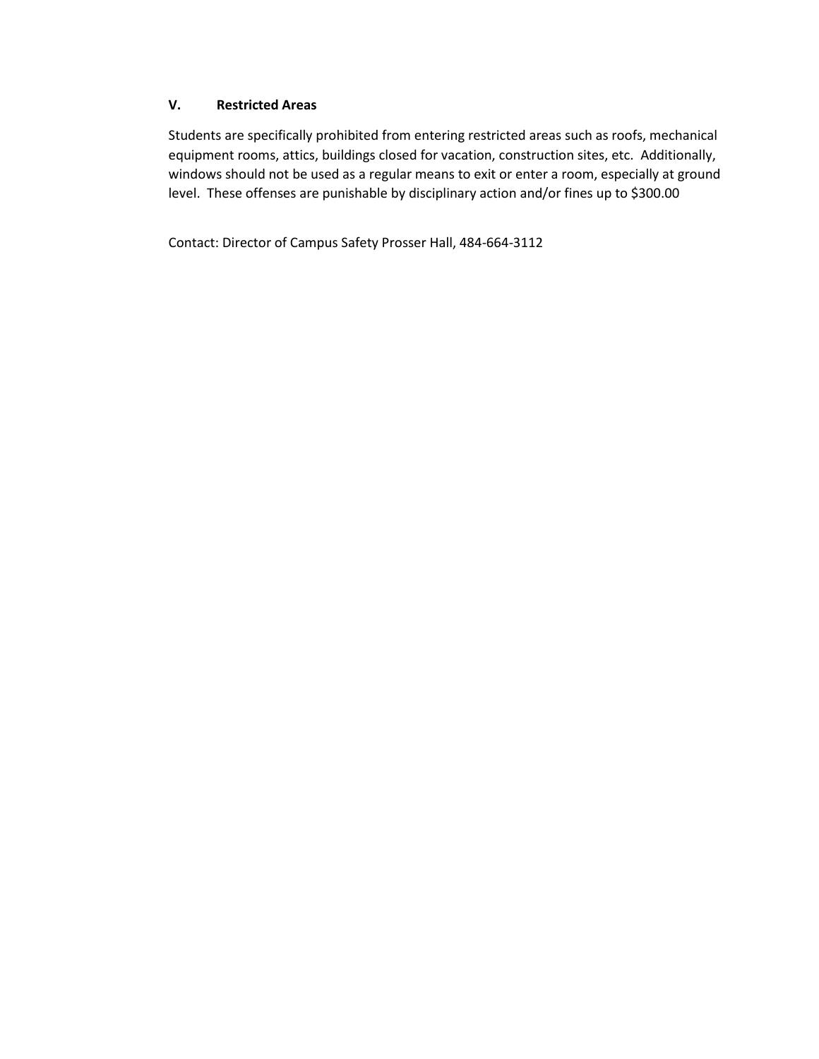### V. Restricted Areas

Students are specifically prohibited from entering restricted areas such as roofs, mechanical equipment rooms, attics, buildings closed for vacation, construction sites, etc. Additionally, windows should not be used as a regular means to exit or enter a room, especially at ground level. These offenses are punishable by disciplinary action and/or fines up to $300.00

Contact: Director of Campus Safety Prosser Hall, 484-664-3112